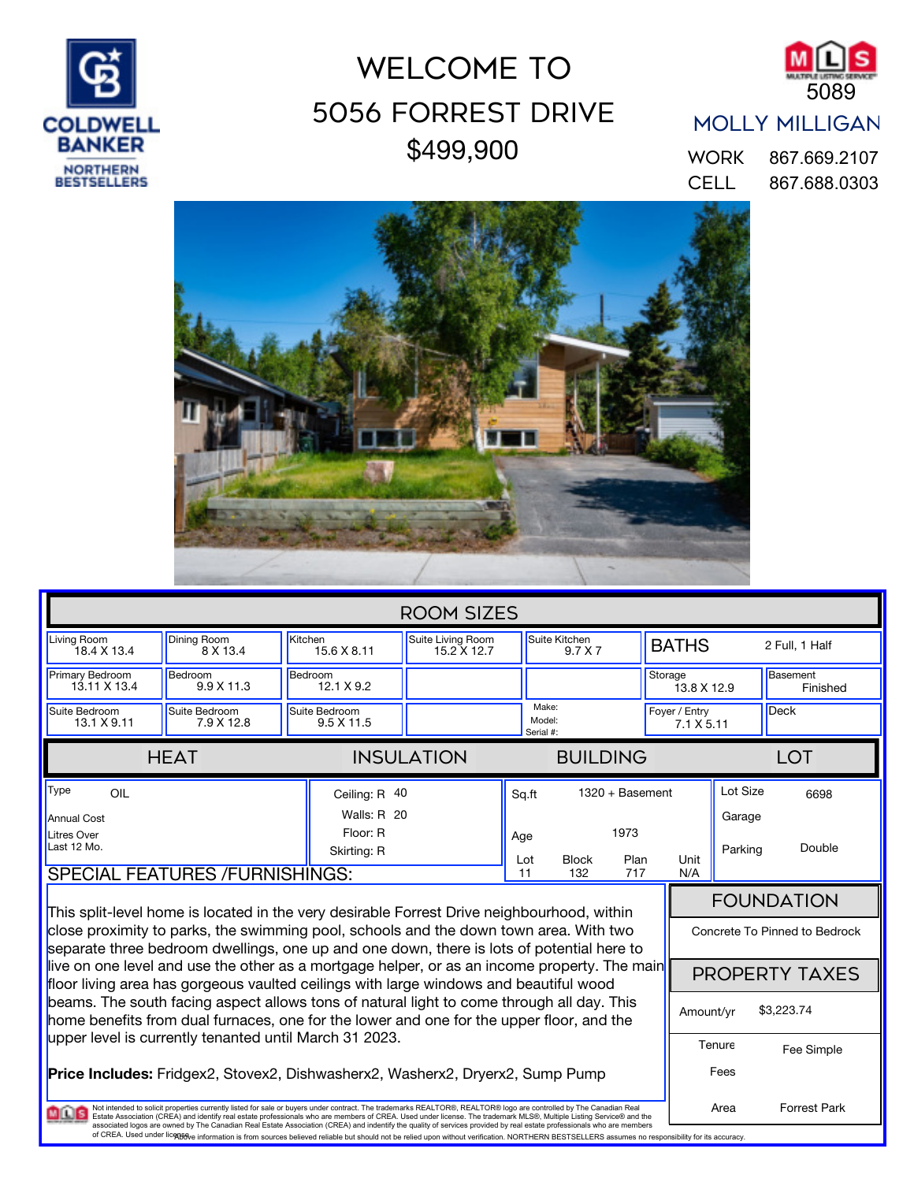COLDWELL BANKER NORTHERN BESTSELLERS

# WELCOME TO 5056 FORREST DRIVE

## $499,900

MLS 5089

**MOLLY MILLIGAN**

WORK 867.669.2107

CELL 867.688.0303

## ROOM SIZES

| | | | | | |
|---|---|---|---|---|---|
| Living Room 18.4 X 13.4 | Dining Room 8 X 13.4 | Kitchen 15.6 X 8.11 | Suite Living Room 15.2 X 12.7 | Suite Kitchen 9.7 X 7 | BATHS: 2 Full, 1 Half |
| Primary Bedroom 13.11 X 13.4 | Bedroom 9.9 X 11.3 | Bedroom 12.1 X 9.2 | | | Storage 13.8 X 12.9 / Basement: Finished |
| Suite Bedroom 13.1 X 9.11 | Suite Bedroom 7.9 X 12.8 | Suite Bedroom 9.5 X 11.5 | | Make: / Model: / Serial #: | Foyer / Entry 7.1 X 5.11 / Deck |

| HEAT | INSULATION | BUILDING | LOT |
|---|---|---|---|
| Type: OIL | Ceiling: R 40 | Sq.ft: 1320 + Basement | Lot Size: 6698 |
| Annual Cost: | Walls: R 20 | Age: 1973 | Garage: |
| Litres Over Last 12 Mo.: | Floor: R | Lot 11, Block 132, Plan 717, Unit N/A | Parking: Double |
| | Skirting: R | | |

### SPECIAL FEATURES /FURNISHINGS:

This split-level home is located in the very desirable Forrest Drive neighbourhood, within close proximity to parks, the swimming pool, schools and the down town area. With two separate three bedroom dwellings, one up and one down, there is lots of potential here to live on one level and use the other as a mortgage helper, or as an income property. The main floor living area has gorgeous vaulted ceilings with large windows and beautiful wood beams. The south facing aspect allows tons of natural light to come through all day. This home benefits from dual furnaces, one for the lower and one for the upper floor, and the upper level is currently tenanted until March 31 2023.

**Price Includes:** Fridgex2, Stovex2, Dishwasherx2, Washerx2, Dryerx2, Sump Pump

### FOUNDATION

Concrete To Pinned to Bedrock

### PROPERTY TAXES

| | |
|---|---|
| Amount/yr | $3,223.74 |
| Tenure | Fee Simple |
| Fees | |
| Area | Forrest Park |

Not intended to solicit properties currently listed for sale or buyers under contract. The trademarks REALTOR®, REALTOR® logo are controlled by The Canadian Real Estate Association (CREA) and identify real estate professionals who are members of CREA. Used under license. The trademark MLS®, Multiple Listing Service® and the associated logos are owned by The Canadian Real Estate Association (CREA) and indentify the quality of services provided by real estate professionals who are members of CREA. Used under license. Above information is from sources believed reliable but should not be relied upon without verification. NORTHERN BESTSELLERS assumes no responsibility for its accuracy.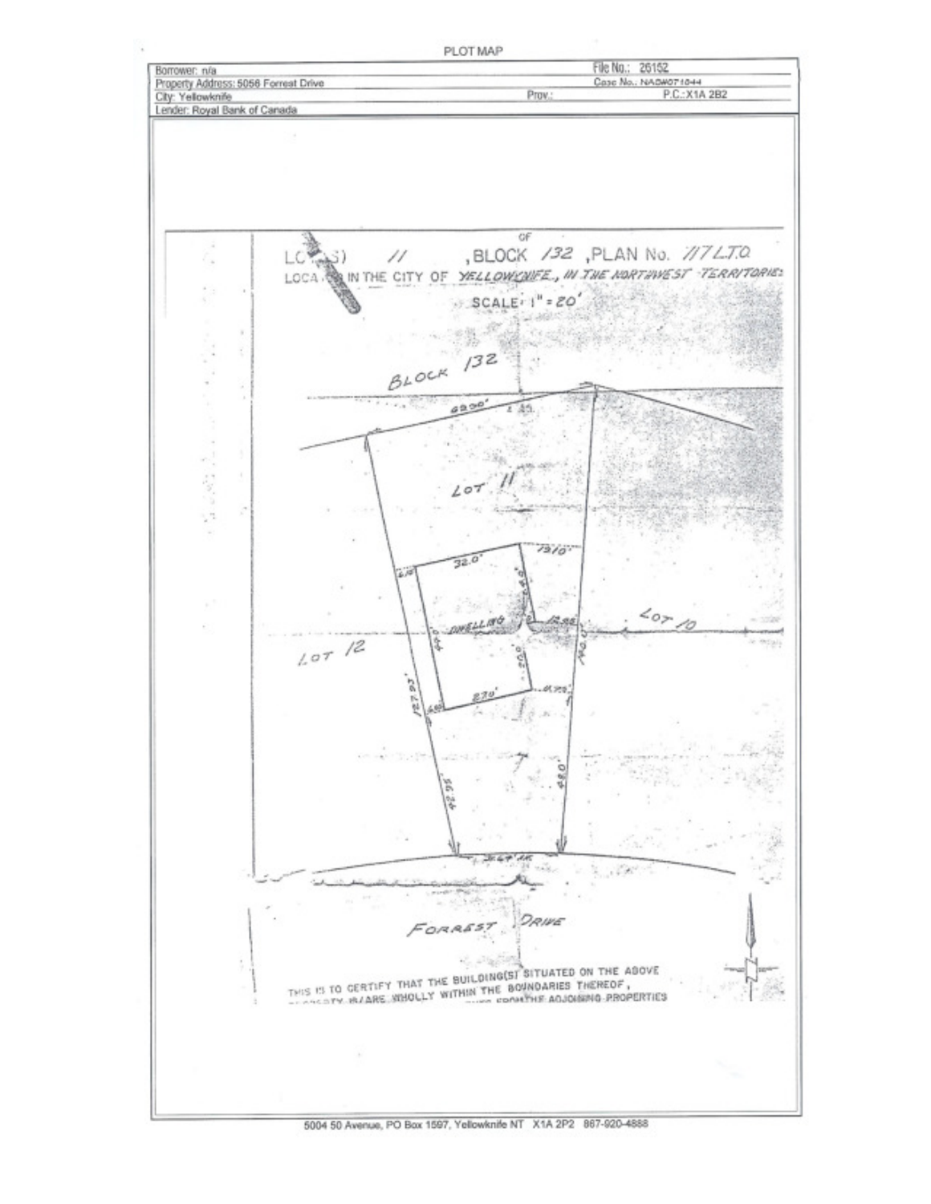PLOT MAP

| Borrower: n/a | File No.: 26152 |
| --- | --- |
| Property Address: 5056 Forrest Drive | Case No.: NADW071044 |
| City: Yellowknife | Prov.: P.C.:X1A 2B2 |
| Lender: Royal Bank of Canada | |

LOT(S) 11, BLOCK 132, PLAN No. 717 L.T.O.

LOCATED IN THE CITY OF YELLOWKNIFE, IN THE NORTHWEST TERRITORIES

SCALE: 1" = 20'

BLOCK 132

69.90'

LOT 11

32.0'

13.10'

6.16

DWELLING

12.98

LOT 10

LOT 12

127.93'

27.0'

11.73'

6.80

56.34

48.0

FORREST DRIVE

THIS IS TO CERTIFY THAT THE BUILDING(S) SITUATED ON THE ABOVE PROPERTY IS/ARE WHOLLY WITHIN THE BOUNDARIES THEREOF, ... FROM THE ADJOINING PROPERTIES

5004 50 Avenue, PO Box 1597, Yellowknife NT X1A 2P2 867-920-4888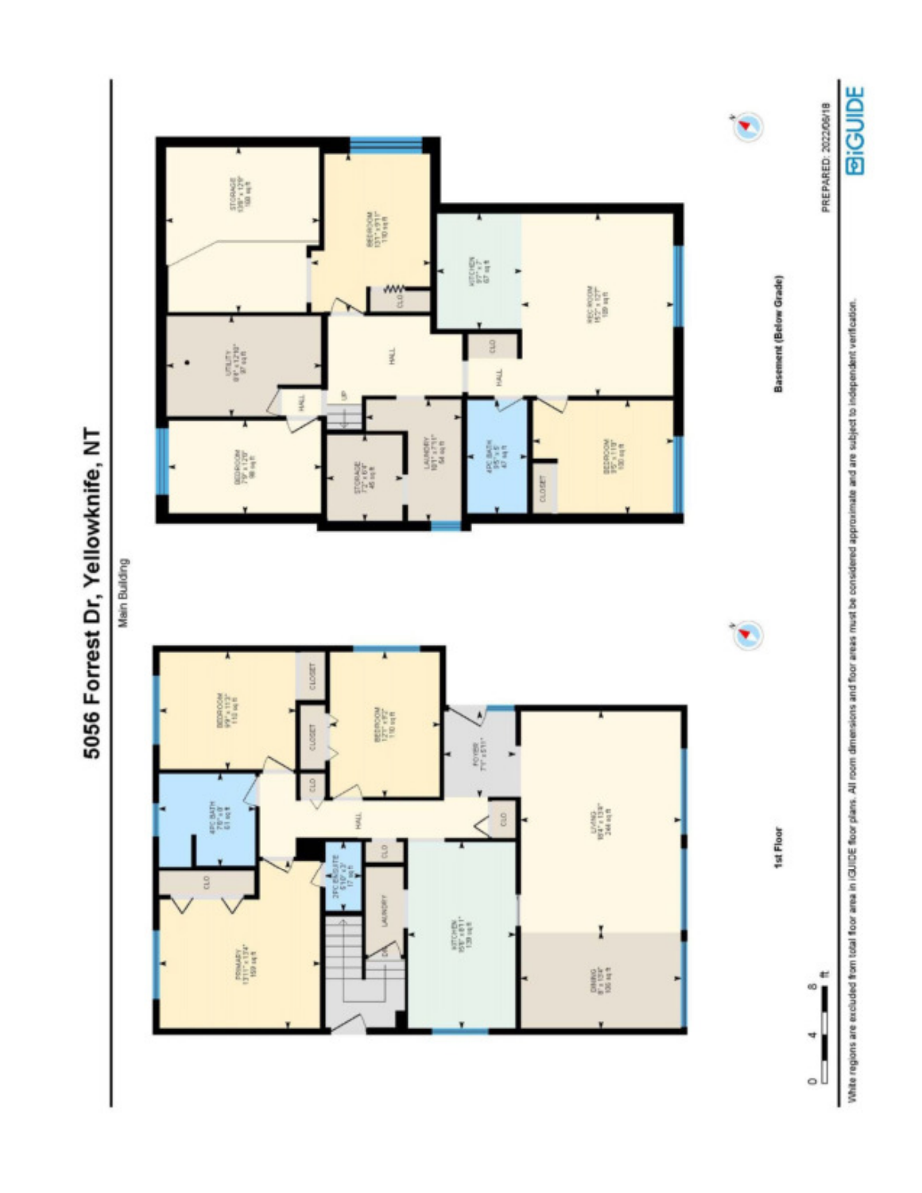# 5056 Forrest Dr, Yellowknife, NT

Main Building

1st Floor

PRIMARY
13'11" x 13'4"
169 sq ft

CLO

4PC BATH
7'6" x 8'
61 sq ft

BEDROOM
9'9" x 11'3"
112 sq ft

CLOSET

CLOSET

CLO

BEDROOM
12'1" x 9'2"
110 sq ft

HALL

2PC ENSUITE
5'10" x 3'
17 sq ft

CLO

LAUNDRY

DN

KITCHEN
15'6" x 8'11"
139 sq ft

FOYER
7'1" x 5'11"

CLO

LIVING
18'4" x 13'4"
244 sq ft

DINING
8' x 13'4"
106 sq ft

Basement (Below Grade)

STORAGE
13'8" x 12'8"
169 sq ft

BEDROOM
13'1" x 8'11"
110 sq ft

CLO

UTILITY
8'8" x 12'10"
97 sq ft

HALL

BEDROOM
7'8" x 12'8"
98 sq ft

HALL

UP

STORAGE
7'2" x 6'4"
45 sq ft

LAUNDRY
10'1" x 7'11"
64 sq ft

KITCHEN
9'1" x 7'
67 sq ft

CLO

HALL

REC ROOM
15'2" x 12'7"
189 sq ft

4PC BATH
9'5" x 5'
47 sq ft

CLOSET

BEDROOM
9'5" x 11'8"
100 sq ft

0 4 8 ft

PREPARED: 2022/06/18

iGUIDE

White regions are excluded from total floor area in iGUIDE floor plans. All room dimensions and floor areas must be considered approximate and are subject to independent verification.